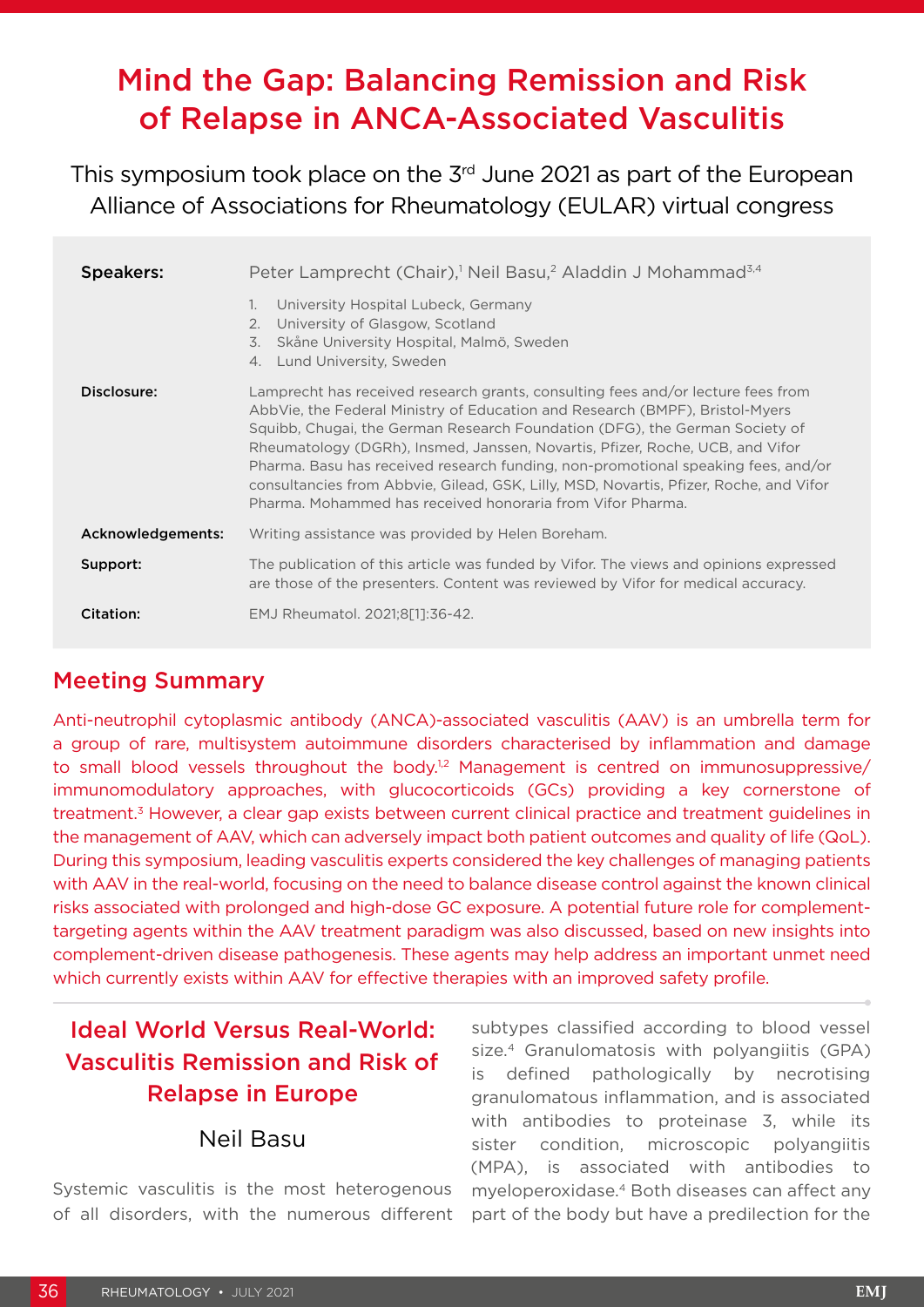# Mind the Gap: Balancing Remission and Risk of Relapse in ANCA-Associated Vasculitis

This symposium took place on the 3rd June 2021 as part of the European Alliance of Associations for Rheumatology (EULAR) virtual congress

| | |
|---|---|
| **Speakers:** | Peter Lamprecht (Chair),[1] Neil Basu,[2] Aladdin J Mohammad[3,4]<br>1. University Hospital Lubeck, Germany<br>2. University of Glasgow, Scotland<br>3. Skåne University Hospital, Malmö, Sweden<br>4. Lund University, Sweden |
| **Disclosure:** | Lamprecht has received research grants, consulting fees and/or lecture fees from AbbVie, the Federal Ministry of Education and Research (BMPF), Bristol-Myers Squibb, Chugai, the German Research Foundation (DFG), the German Society of Rheumatology (DGRh), Insmed, Janssen, Novartis, Pfizer, Roche, UCB, and Vifor Pharma. Basu has received research funding, non-promotional speaking fees, and/or consultancies from Abbvie, Gilead, GSK, Lilly, MSD, Novartis, Pfizer, Roche, and Vifor Pharma. Mohammed has received honoraria from Vifor Pharma. |
| **Acknowledgements:** | Writing assistance was provided by Helen Boreham. |
| **Support:** | The publication of this article was funded by Vifor. The views and opinions expressed are those of the presenters. Content was reviewed by Vifor for medical accuracy. |
| **Citation:** | EMJ Rheumatol. 2021;8[1]:36-42. |

## Meeting Summary

Anti-neutrophil cytoplasmic antibody (ANCA)-associated vasculitis (AAV) is an umbrella term for a group of rare, multisystem autoimmune disorders characterised by inflammation and damage to small blood vessels throughout the body.[1,2] Management is centred on immunosuppressive/immunomodulatory approaches, with glucocorticoids (GCs) providing a key cornerstone of treatment.[3] However, a clear gap exists between current clinical practice and treatment guidelines in the management of AAV, which can adversely impact both patient outcomes and quality of life (QoL). During this symposium, leading vasculitis experts considered the key challenges of managing patients with AAV in the real-world, focusing on the need to balance disease control against the known clinical risks associated with prolonged and high-dose GC exposure. A potential future role for complement-targeting agents within the AAV treatment paradigm was also discussed, based on new insights into complement-driven disease pathogenesis. These agents may help address an important unmet need which currently exists within AAV for effective therapies with an improved safety profile.

## Ideal World Versus Real-World: Vasculitis Remission and Risk of Relapse in Europe

### Neil Basu

Systemic vasculitis is the most heterogenous of all disorders, with the numerous different subtypes classified according to blood vessel size.[4] Granulomatosis with polyangiitis (GPA) is defined pathologically by necrotising granulomatous inflammation, and is associated with antibodies to proteinase 3, while its sister condition, microscopic polyangiitis (MPA), is associated with antibodies to myeloperoxidase.[4] Both diseases can affect any part of the body but have a predilection for the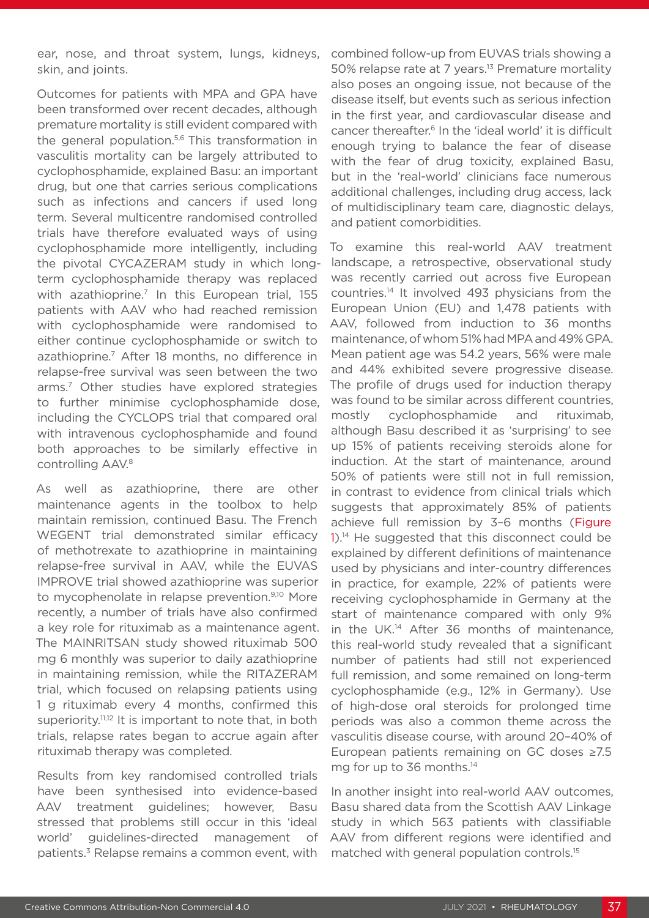ear, nose, and throat system, lungs, kidneys, skin, and joints.

Outcomes for patients with MPA and GPA have been transformed over recent decades, although premature mortality is still evident compared with the general population.[5,6] This transformation in vasculitis mortality can be largely attributed to cyclophosphamide, explained Basu: an important drug, but one that carries serious complications such as infections and cancers if used long term. Several multicentre randomised controlled trials have therefore evaluated ways of using cyclophosphamide more intelligently, including the pivotal CYCAZERAM study in which long-term cyclophosphamide therapy was replaced with azathioprine.[7] In this European trial, 155 patients with AAV who had reached remission with cyclophosphamide were randomised to either continue cyclophosphamide or switch to azathioprine.[7] After 18 months, no difference in relapse-free survival was seen between the two arms.[7] Other studies have explored strategies to further minimise cyclophosphamide dose, including the CYCLOPS trial that compared oral with intravenous cyclophosphamide and found both approaches to be similarly effective in controlling AAV.[8]

As well as azathioprine, there are other maintenance agents in the toolbox to help maintain remission, continued Basu. The French WEGENT trial demonstrated similar efficacy of methotrexate to azathioprine in maintaining relapse-free survival in AAV, while the EUVAS IMPROVE trial showed azathioprine was superior to mycophenolate in relapse prevention.[9,10] More recently, a number of trials have also confirmed a key role for rituximab as a maintenance agent. The MAINRITSAN study showed rituximab 500 mg 6 monthly was superior to daily azathioprine in maintaining remission, while the RITAZERAM trial, which focused on relapsing patients using 1 g rituximab every 4 months, confirmed this superiority.[11,12] It is important to note that, in both trials, relapse rates began to accrue again after rituximab therapy was completed.

Results from key randomised controlled trials have been synthesised into evidence-based AAV treatment guidelines; however, Basu stressed that problems still occur in this 'ideal world' guidelines-directed management of patients.[3] Relapse remains a common event, with combined follow-up from EUVAS trials showing a 50% relapse rate at 7 years.[13] Premature mortality also poses an ongoing issue, not because of the disease itself, but events such as serious infection in the first year, and cardiovascular disease and cancer thereafter.[6] In the 'ideal world' it is difficult enough trying to balance the fear of disease with the fear of drug toxicity, explained Basu, but in the 'real-world' clinicians face numerous additional challenges, including drug access, lack of multidisciplinary team care, diagnostic delays, and patient comorbidities.

To examine this real-world AAV treatment landscape, a retrospective, observational study was recently carried out across five European countries.[14] It involved 493 physicians from the European Union (EU) and 1,478 patients with AAV, followed from induction to 36 months maintenance, of whom 51% had MPA and 49% GPA. Mean patient age was 54.2 years, 56% were male and 44% exhibited severe progressive disease. The profile of drugs used for induction therapy was found to be similar across different countries, mostly cyclophosphamide and rituximab, although Basu described it as 'surprising' to see up 15% of patients receiving steroids alone for induction. At the start of maintenance, around 50% of patients were still not in full remission, in contrast to evidence from clinical trials which suggests that approximately 85% of patients achieve full remission by 3–6 months (Figure 1).[14] He suggested that this disconnect could be explained by different definitions of maintenance used by physicians and inter-country differences in practice, for example, 22% of patients were receiving cyclophosphamide in Germany at the start of maintenance compared with only 9% in the UK.[14] After 36 months of maintenance, this real-world study revealed that a significant number of patients had still not experienced full remission, and some remained on long-term cyclophosphamide (e.g., 12% in Germany). Use of high-dose oral steroids for prolonged time periods was also a common theme across the vasculitis disease course, with around 20–40% of European patients remaining on GC doses ≥7.5 mg for up to 36 months.[14]

In another insight into real-world AAV outcomes, Basu shared data from the Scottish AAV Linkage study in which 563 patients with classifiable AAV from different regions were identified and matched with general population controls.[15]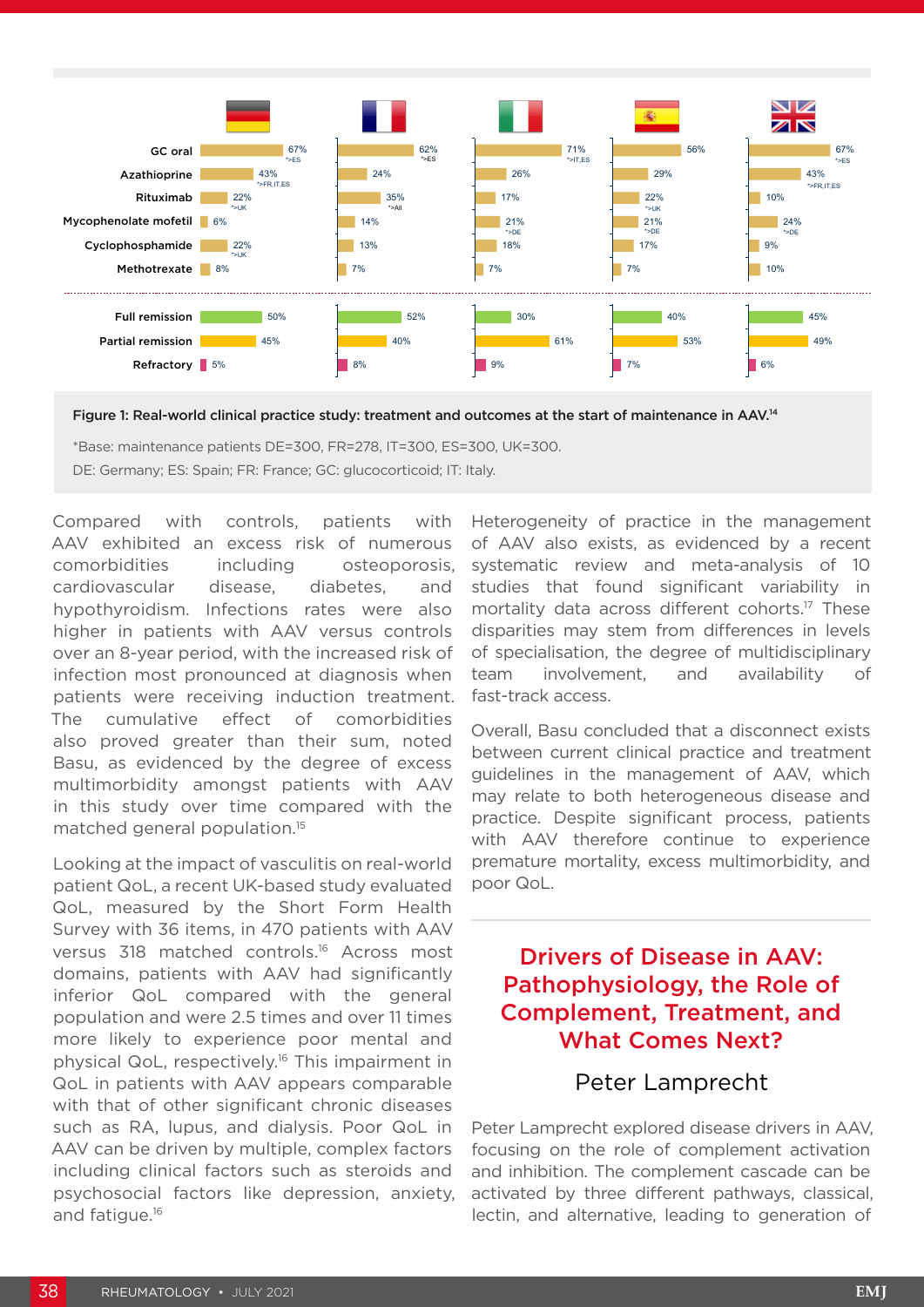| | Germany | France | Italy | Spain | UK |
|---|---|---|---|---|---|
| GC oral | 67% *>ES | 62% *>ES | 71% *>IT,ES | 56% | 67% *>ES |
| Azathioprine | 43% *>FR,IT,ES | 24% | 26% | 29% | 43% *>FR,IT,ES |
| Rituximab | 22% *>UK | 35% *>All | 17% | 22% *>UK | 10% |
| Mycophenolate mofetil | 6% | 14% | 21% *>DE | 21% *>DE | 24% *>DE |
| Cyclophosphamide | 22% *>UK | 13% | 18% | 17% | 9% |
| Methotrexate | 8% | 7% | 7% | 7% | 10% |
| Full remission | 50% | 52% | 30% | 40% | 45% |
| Partial remission | 45% | 40% | 61% | 53% | 49% |
| Refractory | 5% | 8% | 9% | 7% | 6% |

**Figure 1: Real-world clinical practice study: treatment and outcomes at the start of maintenance in AAV.[14]**

*Base: maintenance patients DE=300, FR=278, IT=300, ES=300, UK=300.

DE: Germany; ES: Spain; FR: France; GC: glucocorticoid; IT: Italy.

Compared with controls, patients with AAV exhibited an excess risk of numerous comorbidities including osteoporosis, cardiovascular disease, diabetes, and hypothyroidism. Infections rates were also higher in patients with AAV versus controls over an 8-year period, with the increased risk of infection most pronounced at diagnosis when patients were receiving induction treatment. The cumulative effect of comorbidities also proved greater than their sum, noted Basu, as evidenced by the degree of excess multimorbidity amongst patients with AAV in this study over time compared with the matched general population.[15]

Looking at the impact of vasculitis on real-world patient QoL, a recent UK-based study evaluated QoL, measured by the Short Form Health Survey with 36 items, in 470 patients with AAV versus 318 matched controls.[16] Across most domains, patients with AAV had significantly inferior QoL compared with the general population and were 2.5 times and over 11 times more likely to experience poor mental and physical QoL, respectively.[16] This impairment in QoL in patients with AAV appears comparable with that of other significant chronic diseases such as RA, lupus, and dialysis. Poor QoL in AAV can be driven by multiple, complex factors including clinical factors such as steroids and psychosocial factors like depression, anxiety, and fatigue.[16]

Heterogeneity of practice in the management of AAV also exists, as evidenced by a recent systematic review and meta-analysis of 10 studies that found significant variability in mortality data across different cohorts.[17] These disparities may stem from differences in levels of specialisation, the degree of multidisciplinary team involvement, and availability of fast-track access.

Overall, Basu concluded that a disconnect exists between current clinical practice and treatment guidelines in the management of AAV, which may relate to both heterogeneous disease and practice. Despite significant process, patients with AAV therefore continue to experience premature mortality, excess multimorbidity, and poor QoL.

## Drivers of Disease in AAV: Pathophysiology, the Role of Complement, Treatment, and What Comes Next?

### Peter Lamprecht

Peter Lamprecht explored disease drivers in AAV, focusing on the role of complement activation and inhibition. The complement cascade can be activated by three different pathways, classical, lectin, and alternative, leading to generation of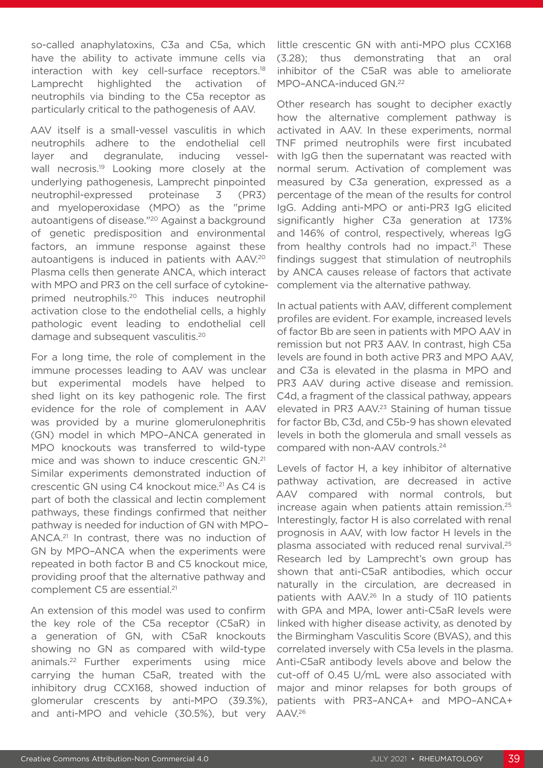so-called anaphylatoxins, C3a and C5a, which have the ability to activate immune cells via interaction with key cell-surface receptors.[18] Lamprecht highlighted the activation of neutrophils via binding to the C5a receptor as particularly critical to the pathogenesis of AAV.

AAV itself is a small-vessel vasculitis in which neutrophils adhere to the endothelial cell layer and degranulate, inducing vessel-wall necrosis.[19] Looking more closely at the underlying pathogenesis, Lamprecht pinpointed neutrophil-expressed proteinase 3 (PR3) and myeloperoxidase (MPO) as the "prime autoantigens of disease."[20] Against a background of genetic predisposition and environmental factors, an immune response against these autoantigens is induced in patients with AAV.[20] Plasma cells then generate ANCA, which interact with MPO and PR3 on the cell surface of cytokine-primed neutrophils.[20] This induces neutrophil activation close to the endothelial cells, a highly pathologic event leading to endothelial cell damage and subsequent vasculitis.[20]

For a long time, the role of complement in the immune processes leading to AAV was unclear but experimental models have helped to shed light on its key pathogenic role. The first evidence for the role of complement in AAV was provided by a murine glomerulonephritis (GN) model in which MPO–ANCA generated in MPO knockouts was transferred to wild-type mice and was shown to induce crescentic GN.[21] Similar experiments demonstrated induction of crescentic GN using C4 knockout mice.[21] As C4 is part of both the classical and lectin complement pathways, these findings confirmed that neither pathway is needed for induction of GN with MPO–ANCA.[21] In contrast, there was no induction of GN by MPO–ANCA when the experiments were repeated in both factor B and C5 knockout mice, providing proof that the alternative pathway and complement C5 are essential.[21]

An extension of this model was used to confirm the key role of the C5a receptor (C5aR) in a generation of GN, with C5aR knockouts showing no GN as compared with wild-type animals.[22] Further experiments using mice carrying the human C5aR, treated with the inhibitory drug CCX168, showed induction of glomerular crescents by anti-MPO (39.3%), and anti-MPO and vehicle (30.5%), but very little crescentic GN with anti-MPO plus CCX168 (3.28); thus demonstrating that an oral inhibitor of the C5aR was able to ameliorate MPO–ANCA-induced GN.[22]

Other research has sought to decipher exactly how the alternative complement pathway is activated in AAV. In these experiments, normal TNF primed neutrophils were first incubated with IgG then the supernatant was reacted with normal serum. Activation of complement was measured by C3a generation, expressed as a percentage of the mean of the results for control IgG. Adding anti-MPO or anti-PR3 IgG elicited significantly higher C3a generation at 173% and 146% of control, respectively, whereas IgG from healthy controls had no impact.[21] These findings suggest that stimulation of neutrophils by ANCA causes release of factors that activate complement via the alternative pathway.

In actual patients with AAV, different complement profiles are evident. For example, increased levels of factor Bb are seen in patients with MPO AAV in remission but not PR3 AAV. In contrast, high C5a levels are found in both active PR3 and MPO AAV, and C3a is elevated in the plasma in MPO and PR3 AAV during active disease and remission. C4d, a fragment of the classical pathway, appears elevated in PR3 AAV.[23] Staining of human tissue for factor Bb, C3d, and C5b-9 has shown elevated levels in both the glomerula and small vessels as compared with non-AAV controls.[24]

Levels of factor H, a key inhibitor of alternative pathway activation, are decreased in active AAV compared with normal controls, but increase again when patients attain remission.[25] Interestingly, factor H is also correlated with renal prognosis in AAV, with low factor H levels in the plasma associated with reduced renal survival.[25] Research led by Lamprecht's own group has shown that anti-C5aR antibodies, which occur naturally in the circulation, are decreased in patients with AAV.[26] In a study of 110 patients with GPA and MPA, lower anti-C5aR levels were linked with higher disease activity, as denoted by the Birmingham Vasculitis Score (BVAS), and this correlated inversely with C5a levels in the plasma. Anti-C5aR antibody levels above and below the cut-off of 0.45 U/mL were also associated with major and minor relapses for both groups of patients with PR3–ANCA+ and MPO–ANCA+ AAV.[26]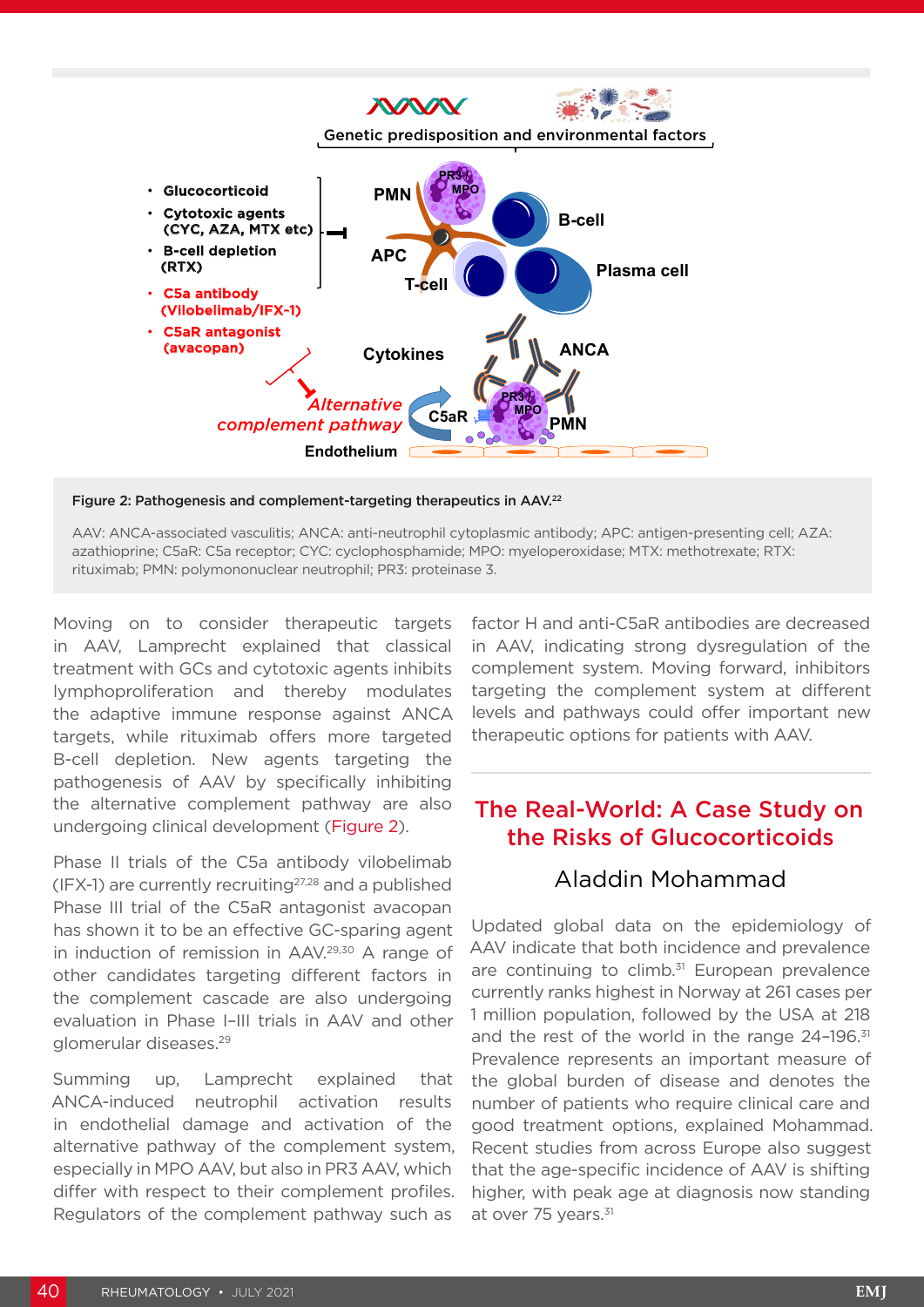Figure 2: Pathogenesis and complement-targeting therapeutics in AAV.[22]

AAV: ANCA-associated vasculitis; ANCA: anti-neutrophil cytoplasmic antibody; APC: antigen-presenting cell; AZA: azathioprine; C5aR: C5a receptor; CYC: cyclophosphamide; MPO: myeloperoxidase; MTX: methotrexate; RTX: rituximab; PMN: polymononuclear neutrophil; PR3: proteinase 3.

Moving on to consider therapeutic targets in AAV, Lamprecht explained that classical treatment with GCs and cytotoxic agents inhibits lymphoproliferation and thereby modulates the adaptive immune response against ANCA targets, while rituximab offers more targeted B-cell depletion. New agents targeting the pathogenesis of AAV by specifically inhibiting the alternative complement pathway are also undergoing clinical development (Figure 2).

Phase II trials of the C5a antibody vilobelimab (IFX-1) are currently recruiting[27,28] and a published Phase III trial of the C5aR antagonist avacopan has shown it to be an effective GC-sparing agent in induction of remission in AAV.[29,30] A range of other candidates targeting different factors in the complement cascade are also undergoing evaluation in Phase I–III trials in AAV and other glomerular diseases.[29]

Summing up, Lamprecht explained that ANCA-induced neutrophil activation results in endothelial damage and activation of the alternative pathway of the complement system, especially in MPO AAV, but also in PR3 AAV, which differ with respect to their complement profiles. Regulators of the complement pathway such as factor H and anti-C5aR antibodies are decreased in AAV, indicating strong dysregulation of the complement system. Moving forward, inhibitors targeting the complement system at different levels and pathways could offer important new therapeutic options for patients with AAV.

## The Real-World: A Case Study on the Risks of Glucocorticoids

### Aladdin Mohammad

Updated global data on the epidemiology of AAV indicate that both incidence and prevalence are continuing to climb.[31] European prevalence currently ranks highest in Norway at 261 cases per 1 million population, followed by the USA at 218 and the rest of the world in the range 24–196.[31] Prevalence represents an important measure of the global burden of disease and denotes the number of patients who require clinical care and good treatment options, explained Mohammad. Recent studies from across Europe also suggest that the age-specific incidence of AAV is shifting higher, with peak age at diagnosis now standing at over 75 years.[31]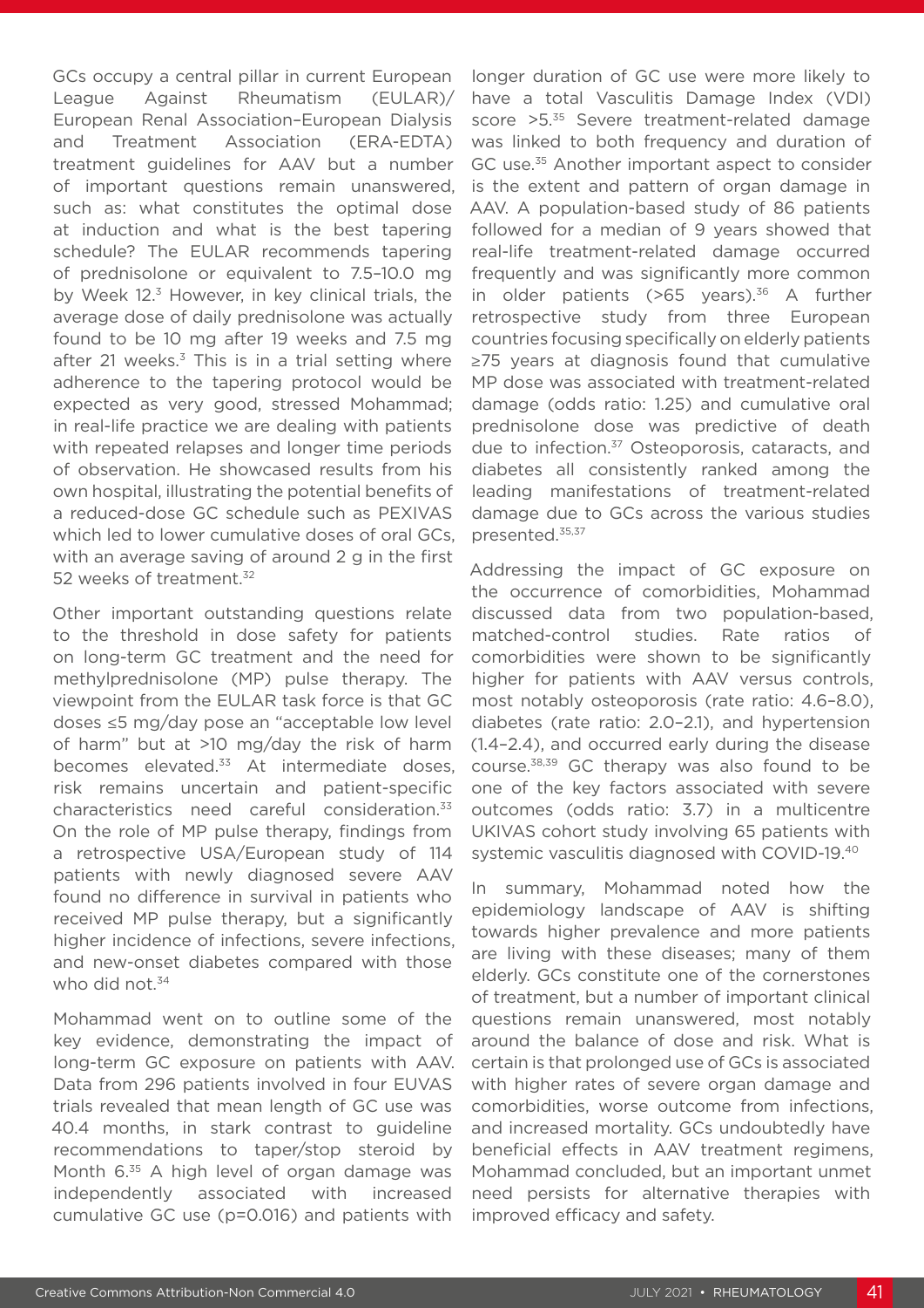GCs occupy a central pillar in current European League Against Rheumatism (EULAR)/ European Renal Association–European Dialysis and Treatment Association (ERA-EDTA) treatment guidelines for AAV but a number of important questions remain unanswered, such as: what constitutes the optimal dose at induction and what is the best tapering schedule? The EULAR recommends tapering of prednisolone or equivalent to 7.5–10.0 mg by Week 12.[3] However, in key clinical trials, the average dose of daily prednisolone was actually found to be 10 mg after 19 weeks and 7.5 mg after 21 weeks.[3] This is in a trial setting where adherence to the tapering protocol would be expected as very good, stressed Mohammad; in real-life practice we are dealing with patients with repeated relapses and longer time periods of observation. He showcased results from his own hospital, illustrating the potential benefits of a reduced-dose GC schedule such as PEXIVAS which led to lower cumulative doses of oral GCs, with an average saving of around 2 g in the first 52 weeks of treatment.[32]

Other important outstanding questions relate to the threshold in dose safety for patients on long-term GC treatment and the need for methylprednisolone (MP) pulse therapy. The viewpoint from the EULAR task force is that GC doses ≤5 mg/day pose an "acceptable low level of harm" but at >10 mg/day the risk of harm becomes elevated.[33] At intermediate doses, risk remains uncertain and patient-specific characteristics need careful consideration.[33] On the role of MP pulse therapy, findings from a retrospective USA/European study of 114 patients with newly diagnosed severe AAV found no difference in survival in patients who received MP pulse therapy, but a significantly higher incidence of infections, severe infections, and new-onset diabetes compared with those who did not.[34]

Mohammad went on to outline some of the key evidence, demonstrating the impact of long-term GC exposure on patients with AAV. Data from 296 patients involved in four EUVAS trials revealed that mean length of GC use was 40.4 months, in stark contrast to guideline recommendations to taper/stop steroid by Month 6.[35] A high level of organ damage was independently associated with increased cumulative GC use ($p=0.016$) and patients with longer duration of GC use were more likely to have a total Vasculitis Damage Index (VDI) score >5.[35] Severe treatment-related damage was linked to both frequency and duration of GC use.[35] Another important aspect to consider is the extent and pattern of organ damage in AAV. A population-based study of 86 patients followed for a median of 9 years showed that real-life treatment-related damage occurred frequently and was significantly more common in older patients (>65 years).[36] A further retrospective study from three European countries focusing specifically on elderly patients ≥75 years at diagnosis found that cumulative MP dose was associated with treatment-related damage (odds ratio: 1.25) and cumulative oral prednisolone dose was predictive of death due to infection.[37] Osteoporosis, cataracts, and diabetes all consistently ranked among the leading manifestations of treatment-related damage due to GCs across the various studies presented.[35,37]

Addressing the impact of GC exposure on the occurrence of comorbidities, Mohammad discussed data from two population-based, matched-control studies. Rate ratios of comorbidities were shown to be significantly higher for patients with AAV versus controls, most notably osteoporosis (rate ratio: 4.6–8.0), diabetes (rate ratio: 2.0–2.1), and hypertension (1.4–2.4), and occurred early during the disease course.[38,39] GC therapy was also found to be one of the key factors associated with severe outcomes (odds ratio: 3.7) in a multicentre UKIVAS cohort study involving 65 patients with systemic vasculitis diagnosed with COVID-19.[40]

In summary, Mohammad noted how the epidemiology landscape of AAV is shifting towards higher prevalence and more patients are living with these diseases; many of them elderly. GCs constitute one of the cornerstones of treatment, but a number of important clinical questions remain unanswered, most notably around the balance of dose and risk. What is certain is that prolonged use of GCs is associated with higher rates of severe organ damage and comorbidities, worse outcome from infections, and increased mortality. GCs undoubtedly have beneficial effects in AAV treatment regimens, Mohammad concluded, but an important unmet need persists for alternative therapies with improved efficacy and safety.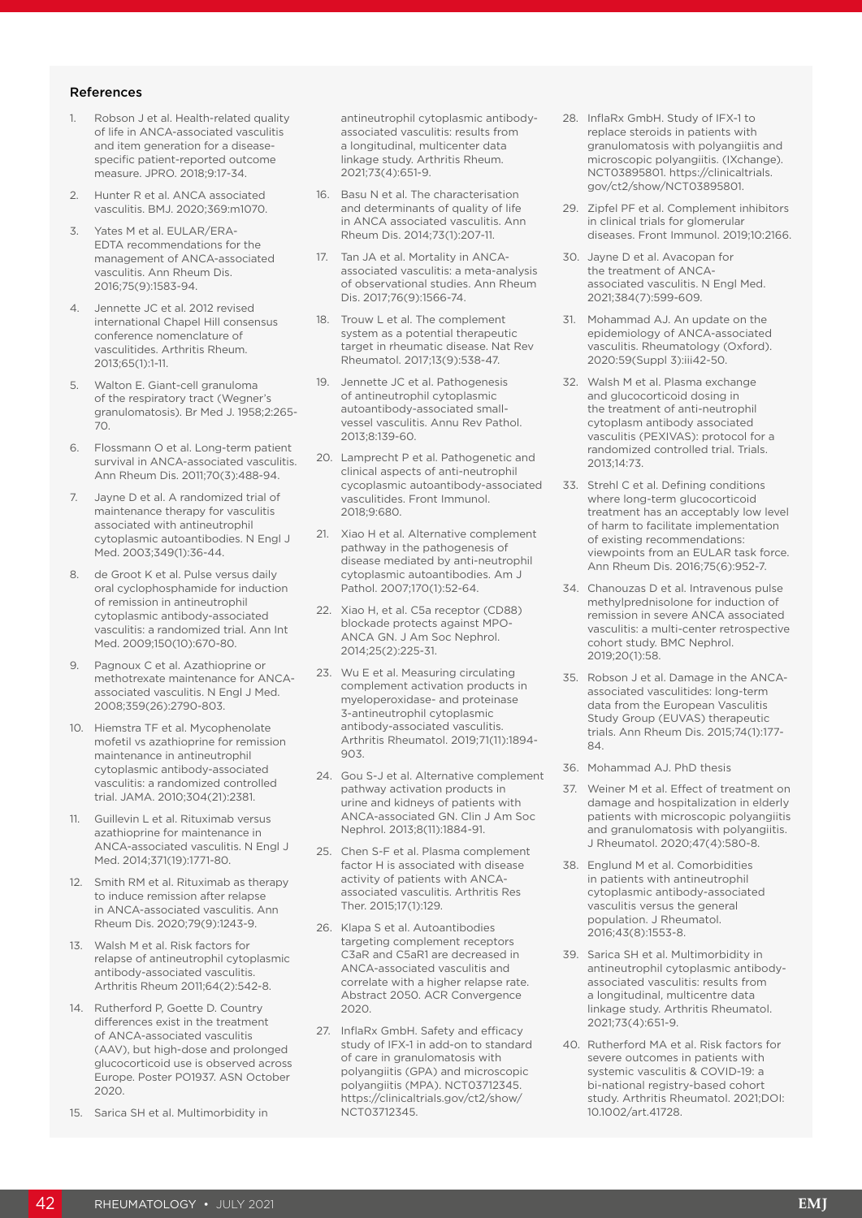## References

1. Robson J et al. Health-related quality of life in ANCA-associated vasculitis and item generation for a disease-specific patient-reported outcome measure. JPRO. 2018;9:17-34.
2. Hunter R et al. ANCA associated vasculitis. BMJ. 2020;369:m1070.
3. Yates M et al. EULAR/ERA-EDTA recommendations for the management of ANCA-associated vasculitis. Ann Rheum Dis. 2016;75(9):1583-94.
4. Jennette JC et al. 2012 revised international Chapel Hill consensus conference nomenclature of vasculitides. Arthritis Rheum. 2013;65(1):1-11.
5. Walton E. Giant-cell granuloma of the respiratory tract (Wegner's granulomatosis). Br Med J. 1958;2:265-70.
6. Flossmann O et al. Long-term patient survival in ANCA-associated vasculitis. Ann Rheum Dis. 2011;70(3):488-94.
7. Jayne D et al. A randomized trial of maintenance therapy for vasculitis associated with antineutrophil cytoplasmic autoantibodies. N Engl J Med. 2003;349(1):36-44.
8. de Groot K et al. Pulse versus daily oral cyclophosphamide for induction of remission in antineutrophil cytoplasmic antibody-associated vasculitis: a randomized trial. Ann Int Med. 2009;150(10):670-80.
9. Pagnoux C et al. Azathioprine or methotrexate maintenance for ANCA-associated vasculitis. N Engl J Med. 2008;359(26):2790-803.
10. Hiemstra TF et al. Mycophenolate mofetil vs azathioprine for remission maintenance in antineutrophil cytoplasmic antibody-associated vasculitis: a randomized controlled trial. JAMA. 2010;304(21):2381.
11. Guillevin L et al. Rituximab versus azathioprine for maintenance in ANCA-associated vasculitis. N Engl J Med. 2014;371(19):1771-80.
12. Smith RM et al. Rituximab as therapy to induce remission after relapse in ANCA-associated vasculitis. Ann Rheum Dis. 2020;79(9):1243-9.
13. Walsh M et al. Risk factors for relapse of antineutrophil cytoplasmic antibody-associated vasculitis. Arthritis Rheum 2011;64(2):542-8.
14. Rutherford P, Goette D. Country differences exist in the treatment of ANCA-associated vasculitis (AAV), but high-dose and prolonged glucocorticoid use is observed across Europe. Poster PO1937. ASN October 2020.
15. Sarica SH et al. Multimorbidity in antineutrophil cytoplasmic antibody-associated vasculitis: results from a longitudinal, multicenter data linkage study. Arthritis Rheum. 2021;73(4):651-9.
16. Basu N et al. The characterisation and determinants of quality of life in ANCA associated vasculitis. Ann Rheum Dis. 2014;73(1):207-11.
17. Tan JA et al. Mortality in ANCA-associated vasculitis: a meta-analysis of observational studies. Ann Rheum Dis. 2017;76(9):1566-74.
18. Trouw L et al. The complement system as a potential therapeutic target in rheumatic disease. Nat Rev Rheumatol. 2017;13(9):538-47.
19. Jennette JC et al. Pathogenesis of antineutrophil cytoplasmic autoantibody-associated small-vessel vasculitis. Annu Rev Pathol. 2013;8:139-60.
20. Lamprecht P et al. Pathogenetic and clinical aspects of anti-neutrophil cycoplasmic autoantibody-associated vasculitides. Front Immunol. 2018;9:680.
21. Xiao H et al. Alternative complement pathway in the pathogenesis of disease mediated by anti-neutrophil cytoplasmic autoantibodies. Am J Pathol. 2007;170(1):52-64.
22. Xiao H, et al. C5a receptor (CD88) blockade protects against MPO-ANCA GN. J Am Soc Nephrol. 2014;25(2):225-31.
23. Wu E et al. Measuring circulating complement activation products in myeloperoxidase- and proteinase 3-antineutrophil cytoplasmic antibody-associated vasculitis. Arthritis Rheumatol. 2019;71(11):1894-903.
24. Gou S-J et al. Alternative complement pathway activation products in urine and kidneys of patients with ANCA-associated GN. Clin J Am Soc Nephrol. 2013;8(11):1884-91.
25. Chen S-F et al. Plasma complement factor H is associated with disease activity of patients with ANCA-associated vasculitis. Arthritis Res Ther. 2015;17(1):129.
26. Klapa S et al. Autoantibodies targeting complement receptors C3aR and C5aR1 are decreased in ANCA-associated vasculitis and correlate with a higher relapse rate. Abstract 2050. ACR Convergence 2020.
27. InflaRx GmbH. Safety and efficacy study of IFX-1 in add-on to standard of care in granulomatosis with polyangiitis (GPA) and microscopic polyangiitis (MPA). NCT03712345. https://clinicaltrials.gov/ct2/show/NCT03712345.
28. InflaRx GmbH. Study of IFX-1 to replace steroids in patients with granulomatosis with polyangiitis and microscopic polyangiitis. (IXchange). NCT03895801. https://clinicaltrials.gov/ct2/show/NCT03895801.
29. Zipfel PF et al. Complement inhibitors in clinical trials for glomerular diseases. Front Immunol. 2019;10:2166.
30. Jayne D et al. Avacopan for the treatment of ANCA-associated vasculitis. N Engl Med. 2021;384(7):599-609.
31. Mohammad AJ. An update on the epidemiology of ANCA-associated vasculitis. Rheumatology (Oxford). 2020:59(Suppl 3):iii42-50.
32. Walsh M et al. Plasma exchange and glucocorticoid dosing in the treatment of anti-neutrophil cytoplasm antibody associated vasculitis (PEXIVAS): protocol for a randomized controlled trial. Trials. 2013;14:73.
33. Strehl C et al. Defining conditions where long-term glucocorticoid treatment has an acceptably low level of harm to facilitate implementation of existing recommendations: viewpoints from an EULAR task force. Ann Rheum Dis. 2016;75(6):952-7.
34. Chanouzas D et al. Intravenous pulse methylprednisolone for induction of remission in severe ANCA associated vasculitis: a multi-center retrospective cohort study. BMC Nephrol. 2019;20(1):58.
35. Robson J et al. Damage in the ANCA-associated vasculitides: long-term data from the European Vasculitis Study Group (EUVAS) therapeutic trials. Ann Rheum Dis. 2015;74(1):177-84.
36. Mohammad AJ. PhD thesis
37. Weiner M et al. Effect of treatment on damage and hospitalization in elderly patients with microscopic polyangiitis and granulomatosis with polyangiitis. J Rheumatol. 2020;47(4):580-8.
38. Englund M et al. Comorbidities in patients with antineutrophil cytoplasmic antibody-associated vasculitis versus the general population. J Rheumatol. 2016;43(8):1553-8.
39. Sarica SH et al. Multimorbidity in antineutrophil cytoplasmic antibody-associated vasculitis: results from a longitudinal, multicentre data linkage study. Arthritis Rheumatol. 2021;73(4):651-9.
40. Rutherford MA et al. Risk factors for severe outcomes in patients with systemic vasculitis & COVID-19: a bi-national registry-based cohort study. Arthritis Rheumatol. 2021;DOI: 10.1002/art.41728.